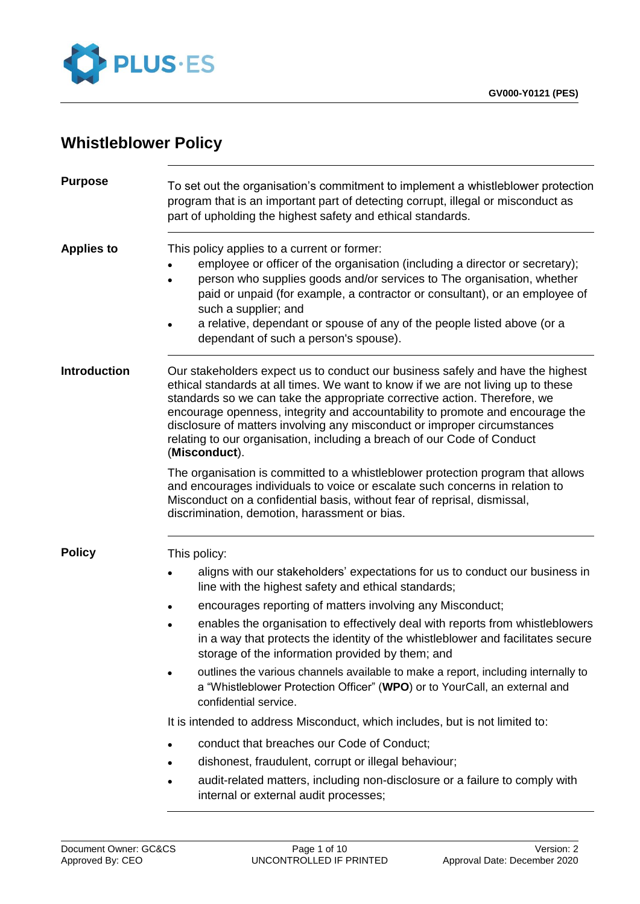# Whistleblower Policy

## Purpose

To set out the organisation's commitment to implement a whistleblower protection program that is an important part of detecting corrupt, illegal or misconduct as part of upholding the highest safety and ethical standards.

## Applies to

This policy applies to a current or former:

- employee or officer of the organisation (including a director or secretary);
- person who supplies goods and/or services to The organisation, whether paid or unpaid (for example, a contractor or consultant), or an employee of such a supplier; and
- a relative, dependant or spouse of any of the people listed above (or a dependant of such a person's spouse).

## Introduction

Our stakeholders expect us to conduct our business safely and have the highest ethical standards at all times. We want to know if we are not living up to these standards so we can take the appropriate corrective action. Therefore, we encourage openness, integrity and accountability to promote and encourage the disclosure of matters involving any misconduct or improper circumstances relating to our organisation, including a breach of our Code of Conduct (**Misconduct**).

The organisation is committed to a whistleblower protection program that allows and encourages individuals to voice or escalate such concerns in relation to Misconduct on a confidential basis, without fear of reprisal, dismissal, discrimination, demotion, harassment or bias.

## Policy

This policy:

- aligns with our stakeholders' expectations for us to conduct our business in line with the highest safety and ethical standards;
- encourages reporting of matters involving any Misconduct;
- enables the organisation to effectively deal with reports from whistleblowers in a way that protects the identity of the whistleblower and facilitates secure storage of the information provided by them; and
- outlines the various channels available to make a report, including internally to a "Whistleblower Protection Officer" (**WPO**) or to YourCall, an external and confidential service.

It is intended to address Misconduct, which includes, but is not limited to:

- conduct that breaches our Code of Conduct;
- dishonest, fraudulent, corrupt or illegal behaviour;
- audit-related matters, including non-disclosure or a failure to comply with internal or external audit processes;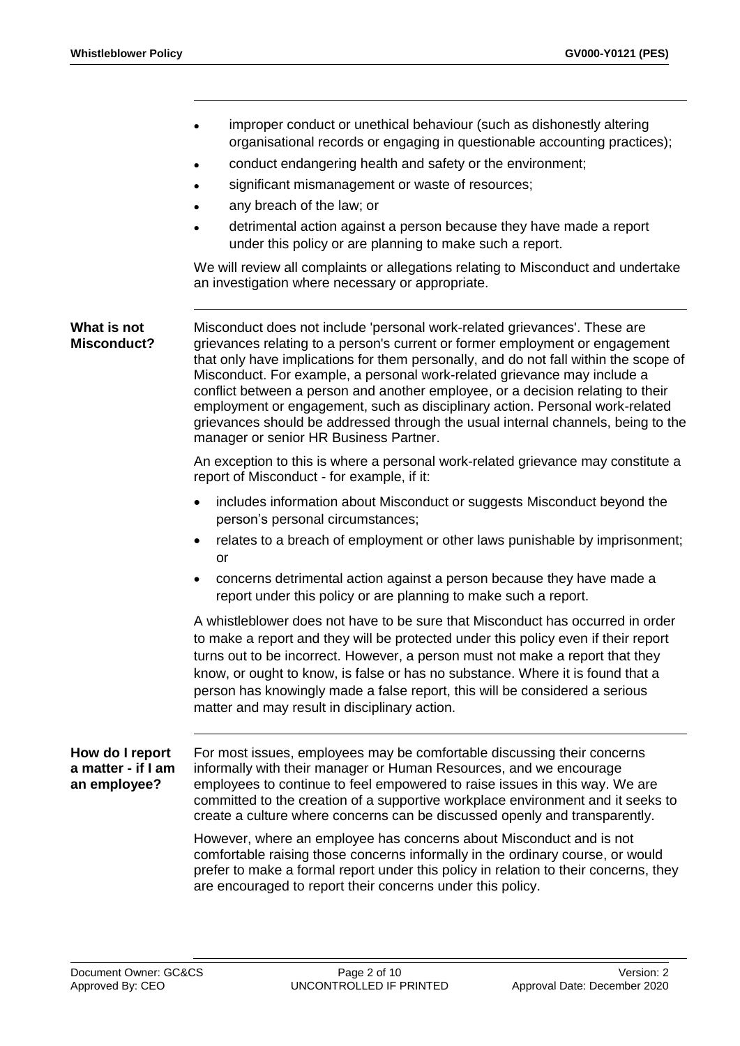- improper conduct or unethical behaviour (such as dishonestly altering organisational records or engaging in questionable accounting practices);
- conduct endangering health and safety or the environment;
- significant mismanagement or waste of resources;
- any breach of the law; or
- detrimental action against a person because they have made a report under this policy or are planning to make such a report.

We will review all complaints or allegations relating to Misconduct and undertake an investigation where necessary or appropriate.

## What is not Misconduct?

Misconduct does not include 'personal work-related grievances'. These are grievances relating to a person's current or former employment or engagement that only have implications for them personally, and do not fall within the scope of Misconduct. For example, a personal work-related grievance may include a conflict between a person and another employee, or a decision relating to their employment or engagement, such as disciplinary action. Personal work-related grievances should be addressed through the usual internal channels, being to the manager or senior HR Business Partner.

An exception to this is where a personal work-related grievance may constitute a report of Misconduct - for example, if it:

- includes information about Misconduct or suggests Misconduct beyond the person's personal circumstances;
- relates to a breach of employment or other laws punishable by imprisonment; or
- concerns detrimental action against a person because they have made a report under this policy or are planning to make such a report.

A whistleblower does not have to be sure that Misconduct has occurred in order to make a report and they will be protected under this policy even if their report turns out to be incorrect. However, a person must not make a report that they know, or ought to know, is false or has no substance. Where it is found that a person has knowingly made a false report, this will be considered a serious matter and may result in disciplinary action.

## How do I report a matter - if I am an employee?

For most issues, employees may be comfortable discussing their concerns informally with their manager or Human Resources, and we encourage employees to continue to feel empowered to raise issues in this way. We are committed to the creation of a supportive workplace environment and it seeks to create a culture where concerns can be discussed openly and transparently.

However, where an employee has concerns about Misconduct and is not comfortable raising those concerns informally in the ordinary course, or would prefer to make a formal report under this policy in relation to their concerns, they are encouraged to report their concerns under this policy.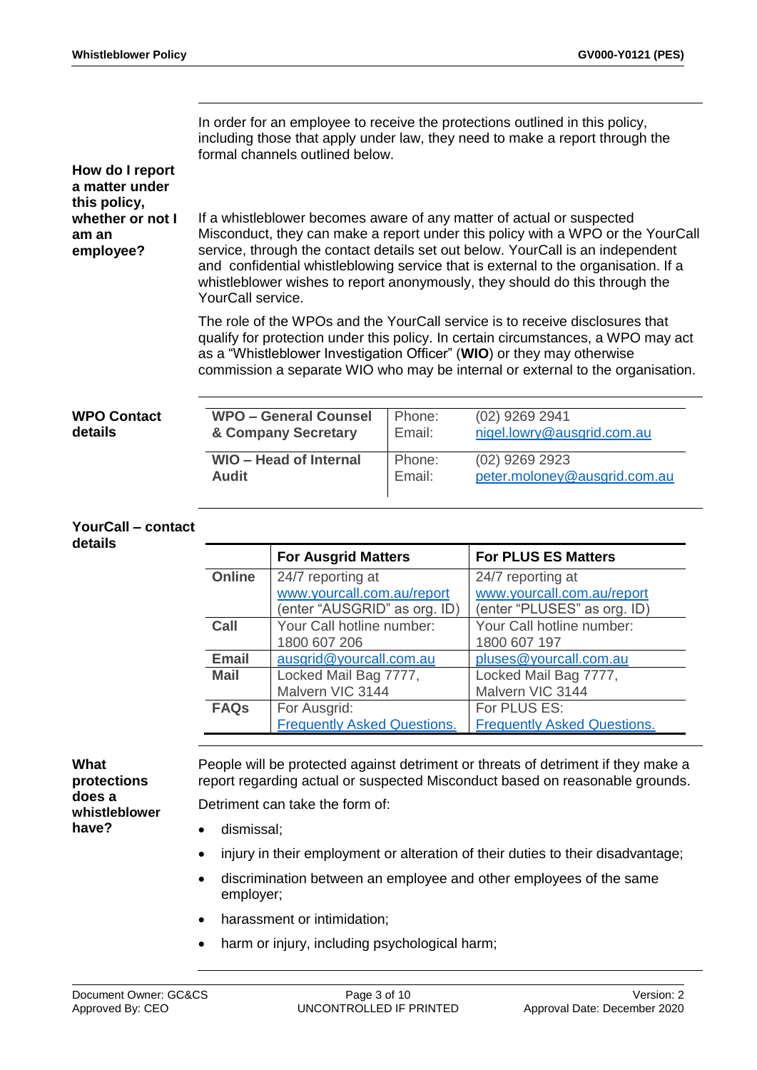In order for an employee to receive the protections outlined in this policy, including those that apply under law, they need to make a report through the formal channels outlined below.

### How do I report a matter under this policy, whether or not I am an employee?

If a whistleblower becomes aware of any matter of actual or suspected Misconduct, they can make a report under this policy with a WPO or the YourCall service, through the contact details set out below. YourCall is an independent and confidential whistleblowing service that is external to the organisation. If a whistleblower wishes to report anonymously, they should do this through the YourCall service.

The role of the WPOs and the YourCall service is to receive disclosures that qualify for protection under this policy. In certain circumstances, a WPO may act as a "Whistleblower Investigation Officer" (**WIO**) or they may otherwise commission a separate WIO who may be internal or external to the organisation.

### WPO Contact details

| | | |
|---|---|---|
| **WPO – General Counsel & Company Secretary** | Phone:<br>Email: | (02) 9269 2941<br>nigel.lowry@ausgrid.com.au |
| **WIO – Head of Internal Audit** | Phone:<br>Email: | (02) 9269 2923<br>peter.moloney@ausgrid.com.au |

### YourCall – contact details

| | For Ausgrid Matters | For PLUS ES Matters |
|---|---|---|
| **Online** | 24/7 reporting at www.yourcall.com.au/report (enter "AUSGRID" as org. ID) | 24/7 reporting at www.yourcall.com.au/report (enter "PLUSES" as org. ID) |
| **Call** | Your Call hotline number: 1800 607 206 | Your Call hotline number: 1800 607 197 |
| **Email** | ausgrid@yourcall.com.au | pluses@yourcall.com.au |
| **Mail** | Locked Mail Bag 7777, Malvern VIC 3144 | Locked Mail Bag 7777, Malvern VIC 3144 |
| **FAQs** | For Ausgrid: Frequently Asked Questions. | For PLUS ES: Frequently Asked Questions. |

### What protections does a whistleblower have?

People will be protected against detriment or threats of detriment if they make a report regarding actual or suspected Misconduct based on reasonable grounds.

Detriment can take the form of:

- dismissal;
- injury in their employment or alteration of their duties to their disadvantage;
- discrimination between an employee and other employees of the same employer;
- harassment or intimidation;
- harm or injury, including psychological harm;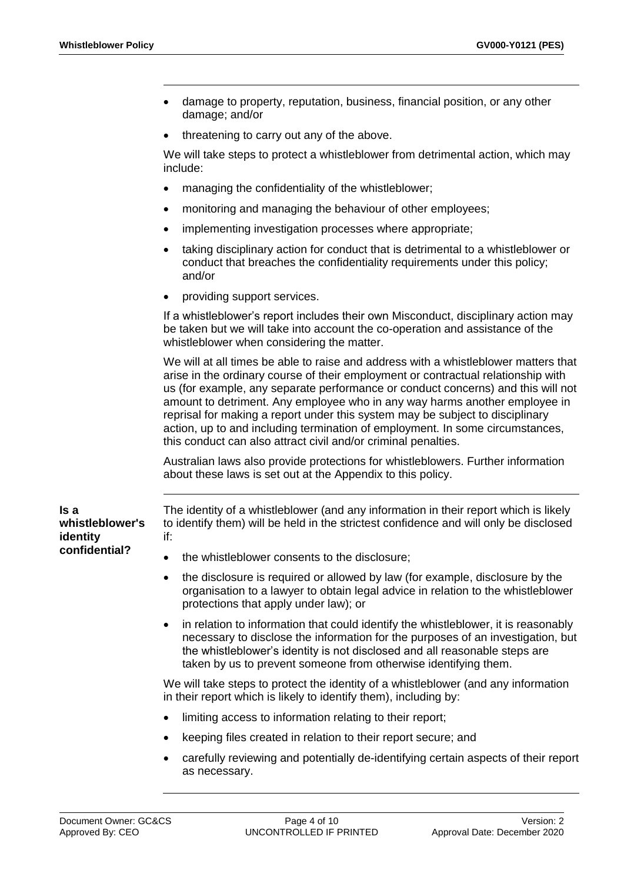- damage to property, reputation, business, financial position, or any other damage; and/or
- threatening to carry out any of the above.

We will take steps to protect a whistleblower from detrimental action, which may include:

- managing the confidentiality of the whistleblower;
- monitoring and managing the behaviour of other employees;
- implementing investigation processes where appropriate;
- taking disciplinary action for conduct that is detrimental to a whistleblower or conduct that breaches the confidentiality requirements under this policy; and/or
- providing support services.

If a whistleblower's report includes their own Misconduct, disciplinary action may be taken but we will take into account the co-operation and assistance of the whistleblower when considering the matter.

We will at all times be able to raise and address with a whistleblower matters that arise in the ordinary course of their employment or contractual relationship with us (for example, any separate performance or conduct concerns) and this will not amount to detriment. Any employee who in any way harms another employee in reprisal for making a report under this system may be subject to disciplinary action, up to and including termination of employment. In some circumstances, this conduct can also attract civil and/or criminal penalties.

Australian laws also provide protections for whistleblowers. Further information about these laws is set out at the Appendix to this policy.

**Is a whistleblower's identity confidential?**

The identity of a whistleblower (and any information in their report which is likely to identify them) will be held in the strictest confidence and will only be disclosed if:

- the whistleblower consents to the disclosure;
- the disclosure is required or allowed by law (for example, disclosure by the organisation to a lawyer to obtain legal advice in relation to the whistleblower protections that apply under law); or
- in relation to information that could identify the whistleblower, it is reasonably necessary to disclose the information for the purposes of an investigation, but the whistleblower's identity is not disclosed and all reasonable steps are taken by us to prevent someone from otherwise identifying them.

We will take steps to protect the identity of a whistleblower (and any information in their report which is likely to identify them), including by:

- limiting access to information relating to their report;
- keeping files created in relation to their report secure; and
- carefully reviewing and potentially de-identifying certain aspects of their report as necessary.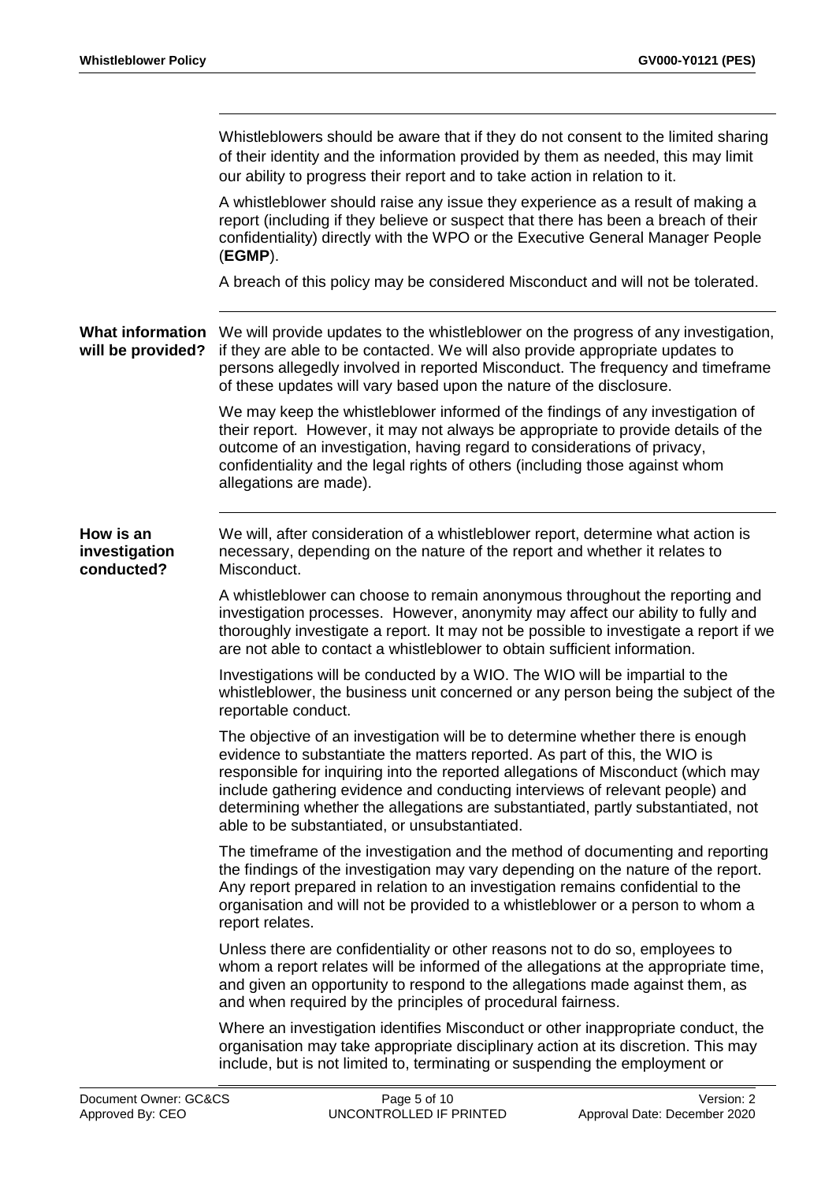Whistleblowers should be aware that if they do not consent to the limited sharing of their identity and the information provided by them as needed, this may limit our ability to progress their report and to take action in relation to it.

A whistleblower should raise any issue they experience as a result of making a report (including if they believe or suspect that there has been a breach of their confidentiality) directly with the WPO or the Executive General Manager People (**EGMP**).

A breach of this policy may be considered Misconduct and will not be tolerated.

## What information will be provided?

We will provide updates to the whistleblower on the progress of any investigation, if they are able to be contacted. We will also provide appropriate updates to persons allegedly involved in reported Misconduct. The frequency and timeframe of these updates will vary based upon the nature of the disclosure.

We may keep the whistleblower informed of the findings of any investigation of their report. However, it may not always be appropriate to provide details of the outcome of an investigation, having regard to considerations of privacy, confidentiality and the legal rights of others (including those against whom allegations are made).

## How is an investigation conducted?

We will, after consideration of a whistleblower report, determine what action is necessary, depending on the nature of the report and whether it relates to Misconduct.

A whistleblower can choose to remain anonymous throughout the reporting and investigation processes. However, anonymity may affect our ability to fully and thoroughly investigate a report. It may not be possible to investigate a report if we are not able to contact a whistleblower to obtain sufficient information.

Investigations will be conducted by a WIO. The WIO will be impartial to the whistleblower, the business unit concerned or any person being the subject of the reportable conduct.

The objective of an investigation will be to determine whether there is enough evidence to substantiate the matters reported. As part of this, the WIO is responsible for inquiring into the reported allegations of Misconduct (which may include gathering evidence and conducting interviews of relevant people) and determining whether the allegations are substantiated, partly substantiated, not able to be substantiated, or unsubstantiated.

The timeframe of the investigation and the method of documenting and reporting the findings of the investigation may vary depending on the nature of the report. Any report prepared in relation to an investigation remains confidential to the organisation and will not be provided to a whistleblower or a person to whom a report relates.

Unless there are confidentiality or other reasons not to do so, employees to whom a report relates will be informed of the allegations at the appropriate time, and given an opportunity to respond to the allegations made against them, as and when required by the principles of procedural fairness.

Where an investigation identifies Misconduct or other inappropriate conduct, the organisation may take appropriate disciplinary action at its discretion. This may include, but is not limited to, terminating or suspending the employment or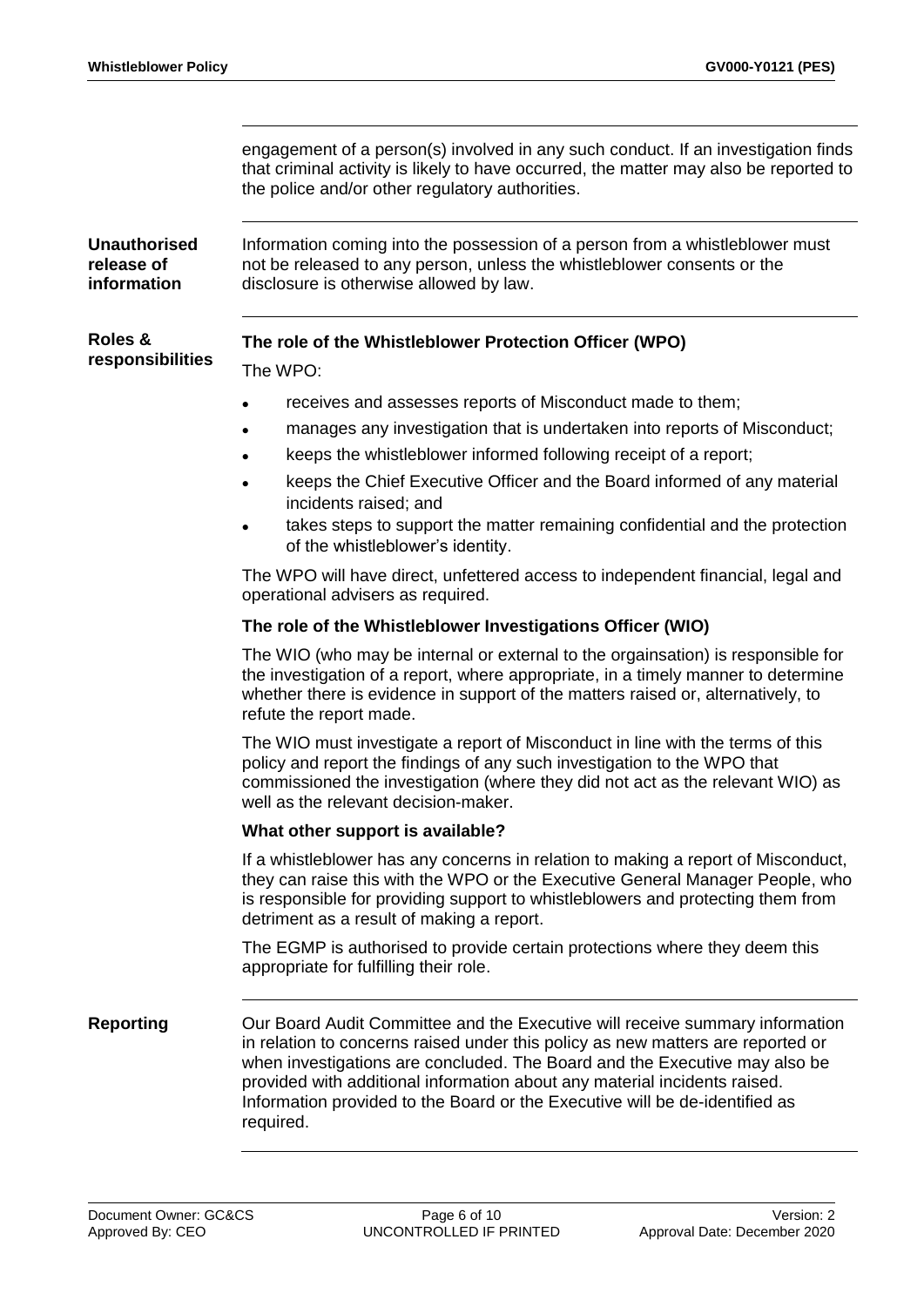engagement of a person(s) involved in any such conduct. If an investigation finds that criminal activity is likely to have occurred, the matter may also be reported to the police and/or other regulatory authorities.

## Unauthorised release of information

Information coming into the possession of a person from a whistleblower must not be released to any person, unless the whistleblower consents or the disclosure is otherwise allowed by law.

## Roles & responsibilities

### The role of the Whistleblower Protection Officer (WPO)

The WPO:

- receives and assesses reports of Misconduct made to them;
- manages any investigation that is undertaken into reports of Misconduct;
- keeps the whistleblower informed following receipt of a report;
- keeps the Chief Executive Officer and the Board informed of any material incidents raised; and
- takes steps to support the matter remaining confidential and the protection of the whistleblower's identity.

The WPO will have direct, unfettered access to independent financial, legal and operational advisers as required.

### The role of the Whistleblower Investigations Officer (WIO)

The WIO (who may be internal or external to the orgainsation) is responsible for the investigation of a report, where appropriate, in a timely manner to determine whether there is evidence in support of the matters raised or, alternatively, to refute the report made.

The WIO must investigate a report of Misconduct in line with the terms of this policy and report the findings of any such investigation to the WPO that commissioned the investigation (where they did not act as the relevant WIO) as well as the relevant decision-maker.

### What other support is available?

If a whistleblower has any concerns in relation to making a report of Misconduct, they can raise this with the WPO or the Executive General Manager People, who is responsible for providing support to whistleblowers and protecting them from detriment as a result of making a report.

The EGMP is authorised to provide certain protections where they deem this appropriate for fulfilling their role.

## Reporting

Our Board Audit Committee and the Executive will receive summary information in relation to concerns raised under this policy as new matters are reported or when investigations are concluded. The Board and the Executive may also be provided with additional information about any material incidents raised. Information provided to the Board or the Executive will be de-identified as required.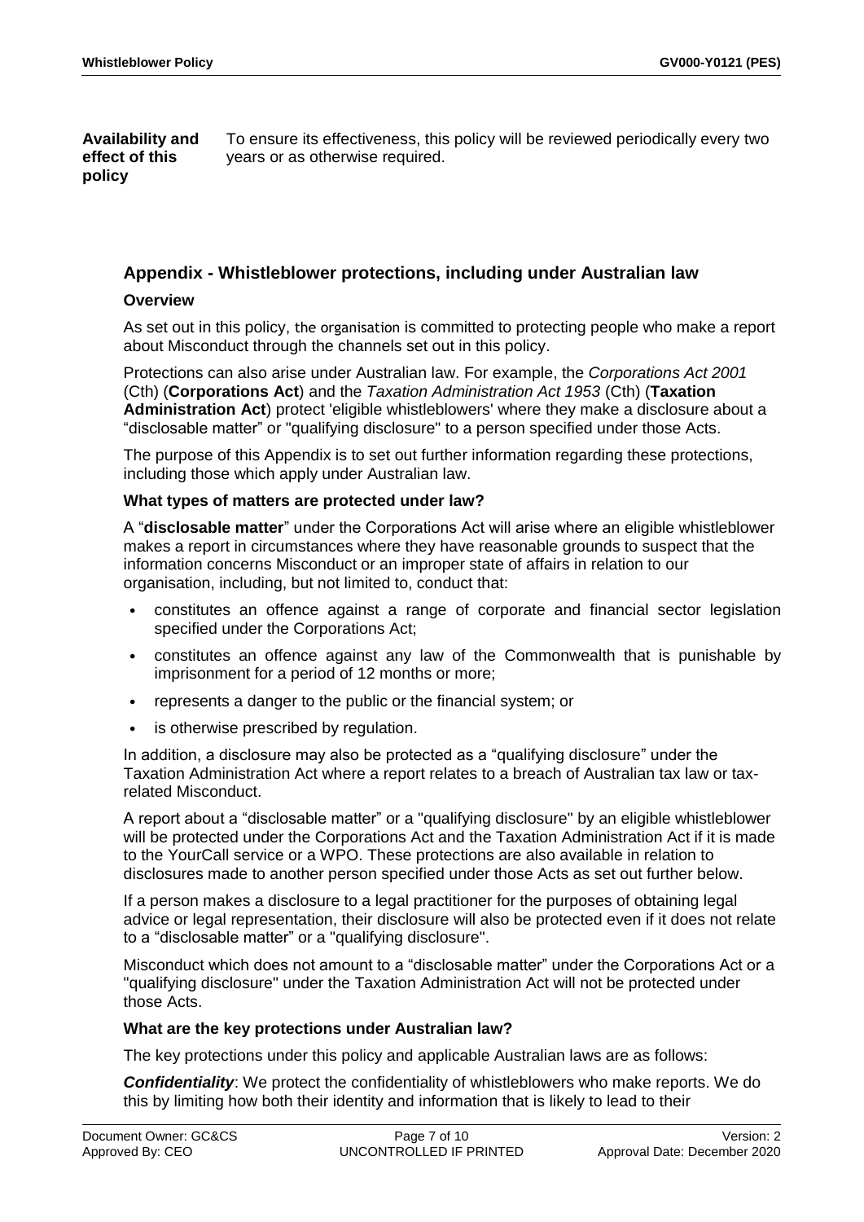**Availability and effect of this policy**

To ensure its effectiveness, this policy will be reviewed periodically every two years or as otherwise required.

## Appendix - Whistleblower protections, including under Australian law

### Overview

As set out in this policy, the organisation is committed to protecting people who make a report about Misconduct through the channels set out in this policy.

Protections can also arise under Australian law. For example, the *Corporations Act 2001* (Cth) (**Corporations Act**) and the *Taxation Administration Act 1953* (Cth) (**Taxation Administration Act**) protect 'eligible whistleblowers' where they make a disclosure about a "disclosable matter" or "qualifying disclosure" to a person specified under those Acts.

The purpose of this Appendix is to set out further information regarding these protections, including those which apply under Australian law.

### What types of matters are protected under law?

A "**disclosable matter**" under the Corporations Act will arise where an eligible whistleblower makes a report in circumstances where they have reasonable grounds to suspect that the information concerns Misconduct or an improper state of affairs in relation to our organisation, including, but not limited to, conduct that:

- constitutes an offence against a range of corporate and financial sector legislation specified under the Corporations Act;
- constitutes an offence against any law of the Commonwealth that is punishable by imprisonment for a period of 12 months or more;
- represents a danger to the public or the financial system; or
- is otherwise prescribed by regulation.

In addition, a disclosure may also be protected as a "qualifying disclosure" under the Taxation Administration Act where a report relates to a breach of Australian tax law or tax-related Misconduct.

A report about a "disclosable matter" or a "qualifying disclosure" by an eligible whistleblower will be protected under the Corporations Act and the Taxation Administration Act if it is made to the YourCall service or a WPO. These protections are also available in relation to disclosures made to another person specified under those Acts as set out further below.

If a person makes a disclosure to a legal practitioner for the purposes of obtaining legal advice or legal representation, their disclosure will also be protected even if it does not relate to a "disclosable matter" or a "qualifying disclosure".

Misconduct which does not amount to a "disclosable matter" under the Corporations Act or a "qualifying disclosure" under the Taxation Administration Act will not be protected under those Acts.

### What are the key protections under Australian law?

The key protections under this policy and applicable Australian laws are as follows:

***Confidentiality***: We protect the confidentiality of whistleblowers who make reports. We do this by limiting how both their identity and information that is likely to lead to their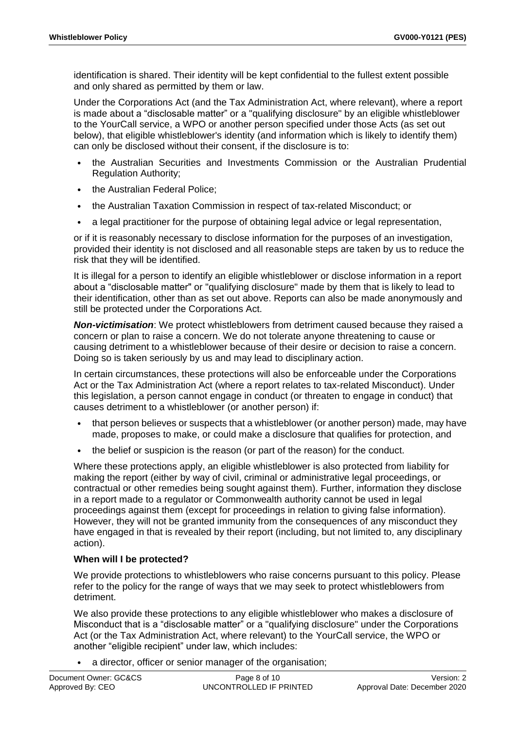identification is shared. Their identity will be kept confidential to the fullest extent possible and only shared as permitted by them or law.

Under the Corporations Act (and the Tax Administration Act, where relevant), where a report is made about a "disclosable matter" or a "qualifying disclosure" by an eligible whistleblower to the YourCall service, a WPO or another person specified under those Acts (as set out below), that eligible whistleblower's identity (and information which is likely to identify them) can only be disclosed without their consent, if the disclosure is to:

- the Australian Securities and Investments Commission or the Australian Prudential Regulation Authority;
- the Australian Federal Police;
- the Australian Taxation Commission in respect of tax-related Misconduct; or
- a legal practitioner for the purpose of obtaining legal advice or legal representation,

or if it is reasonably necessary to disclose information for the purposes of an investigation, provided their identity is not disclosed and all reasonable steps are taken by us to reduce the risk that they will be identified.

It is illegal for a person to identify an eligible whistleblower or disclose information in a report about a "disclosable matter" or "qualifying disclosure" made by them that is likely to lead to their identification, other than as set out above. Reports can also be made anonymously and still be protected under the Corporations Act.

***Non-victimisation***: We protect whistleblowers from detriment caused because they raised a concern or plan to raise a concern. We do not tolerate anyone threatening to cause or causing detriment to a whistleblower because of their desire or decision to raise a concern. Doing so is taken seriously by us and may lead to disciplinary action.

In certain circumstances, these protections will also be enforceable under the Corporations Act or the Tax Administration Act (where a report relates to tax-related Misconduct). Under this legislation, a person cannot engage in conduct (or threaten to engage in conduct) that causes detriment to a whistleblower (or another person) if:

- that person believes or suspects that a whistleblower (or another person) made, may have made, proposes to make, or could make a disclosure that qualifies for protection, and
- the belief or suspicion is the reason (or part of the reason) for the conduct.

Where these protections apply, an eligible whistleblower is also protected from liability for making the report (either by way of civil, criminal or administrative legal proceedings, or contractual or other remedies being sought against them). Further, information they disclose in a report made to a regulator or Commonwealth authority cannot be used in legal proceedings against them (except for proceedings in relation to giving false information). However, they will not be granted immunity from the consequences of any misconduct they have engaged in that is revealed by their report (including, but not limited to, any disciplinary action).

**When will I be protected?**

We provide protections to whistleblowers who raise concerns pursuant to this policy. Please refer to the policy for the range of ways that we may seek to protect whistleblowers from detriment.

We also provide these protections to any eligible whistleblower who makes a disclosure of Misconduct that is a "disclosable matter" or a "qualifying disclosure" under the Corporations Act (or the Tax Administration Act, where relevant) to the YourCall service, the WPO or another "eligible recipient" under law, which includes:

- a director, officer or senior manager of the organisation;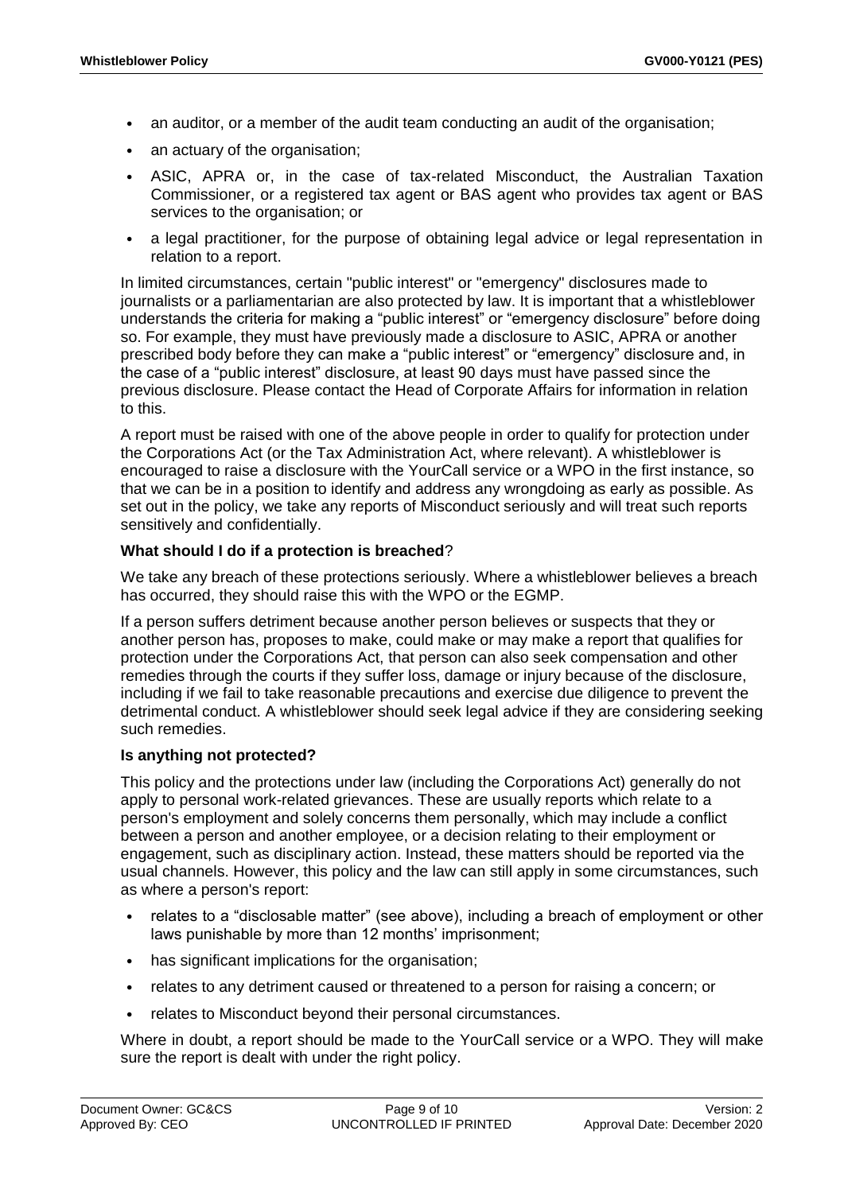- an auditor, or a member of the audit team conducting an audit of the organisation;
- an actuary of the organisation;
- ASIC, APRA or, in the case of tax-related Misconduct, the Australian Taxation Commissioner, or a registered tax agent or BAS agent who provides tax agent or BAS services to the organisation; or
- a legal practitioner, for the purpose of obtaining legal advice or legal representation in relation to a report.

In limited circumstances, certain "public interest" or "emergency" disclosures made to journalists or a parliamentarian are also protected by law. It is important that a whistleblower understands the criteria for making a "public interest" or "emergency disclosure" before doing so. For example, they must have previously made a disclosure to ASIC, APRA or another prescribed body before they can make a "public interest" or "emergency" disclosure and, in the case of a "public interest" disclosure, at least 90 days must have passed since the previous disclosure. Please contact the Head of Corporate Affairs for information in relation to this.

A report must be raised with one of the above people in order to qualify for protection under the Corporations Act (or the Tax Administration Act, where relevant). A whistleblower is encouraged to raise a disclosure with the YourCall service or a WPO in the first instance, so that we can be in a position to identify and address any wrongdoing as early as possible. As set out in the policy, we take any reports of Misconduct seriously and will treat such reports sensitively and confidentially.

**What should I do if a protection is breached?**

We take any breach of these protections seriously. Where a whistleblower believes a breach has occurred, they should raise this with the WPO or the EGMP.

If a person suffers detriment because another person believes or suspects that they or another person has, proposes to make, could make or may make a report that qualifies for protection under the Corporations Act, that person can also seek compensation and other remedies through the courts if they suffer loss, damage or injury because of the disclosure, including if we fail to take reasonable precautions and exercise due diligence to prevent the detrimental conduct. A whistleblower should seek legal advice if they are considering seeking such remedies.

**Is anything not protected?**

This policy and the protections under law (including the Corporations Act) generally do not apply to personal work-related grievances. These are usually reports which relate to a person's employment and solely concerns them personally, which may include a conflict between a person and another employee, or a decision relating to their employment or engagement, such as disciplinary action. Instead, these matters should be reported via the usual channels. However, this policy and the law can still apply in some circumstances, such as where a person's report:

- relates to a "disclosable matter" (see above), including a breach of employment or other laws punishable by more than 12 months' imprisonment;
- has significant implications for the organisation;
- relates to any detriment caused or threatened to a person for raising a concern; or
- relates to Misconduct beyond their personal circumstances.

Where in doubt, a report should be made to the YourCall service or a WPO. They will make sure the report is dealt with under the right policy.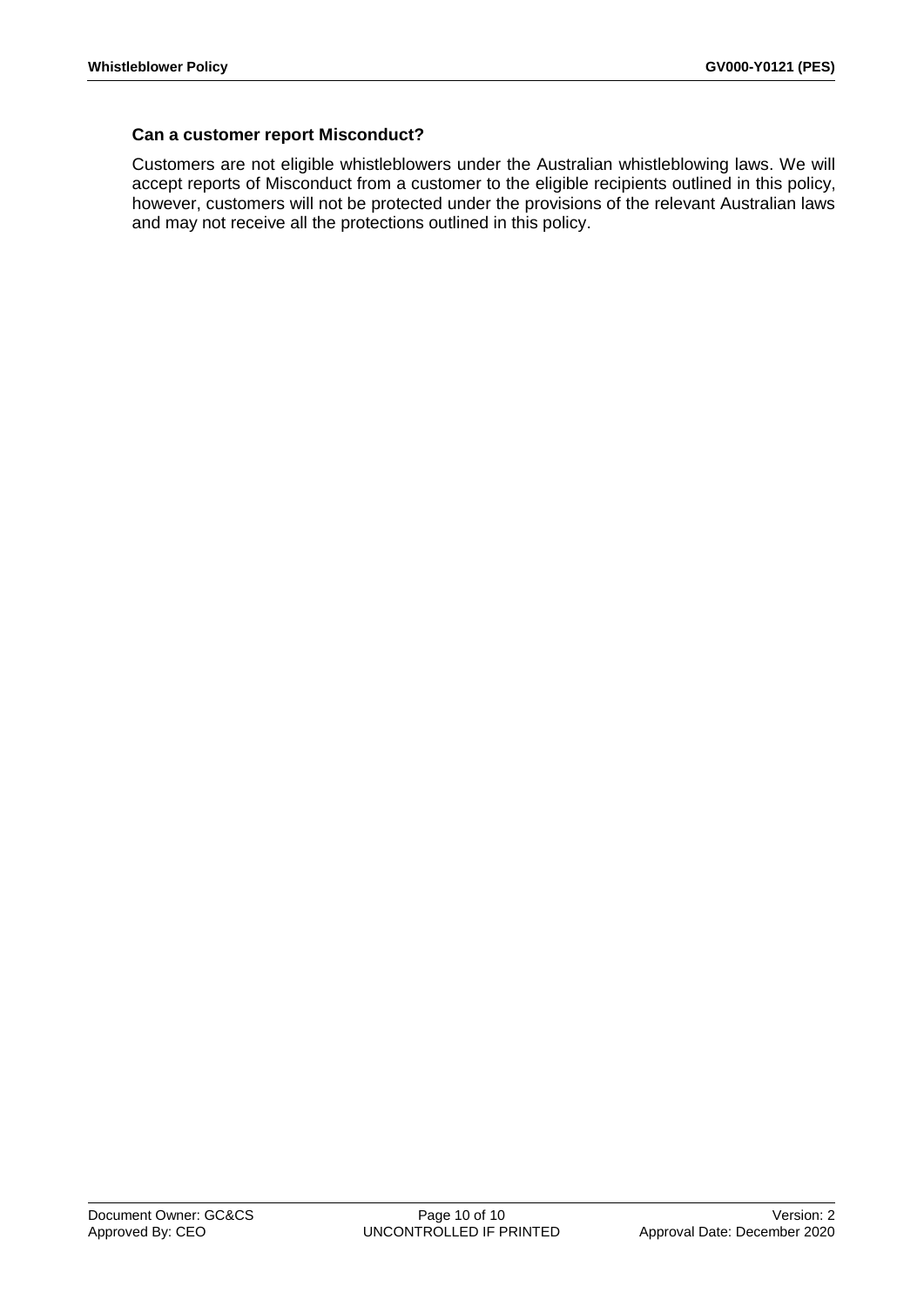### Can a customer report Misconduct?

Customers are not eligible whistleblowers under the Australian whistleblowing laws. We will accept reports of Misconduct from a customer to the eligible recipients outlined in this policy, however, customers will not be protected under the provisions of the relevant Australian laws and may not receive all the protections outlined in this policy.